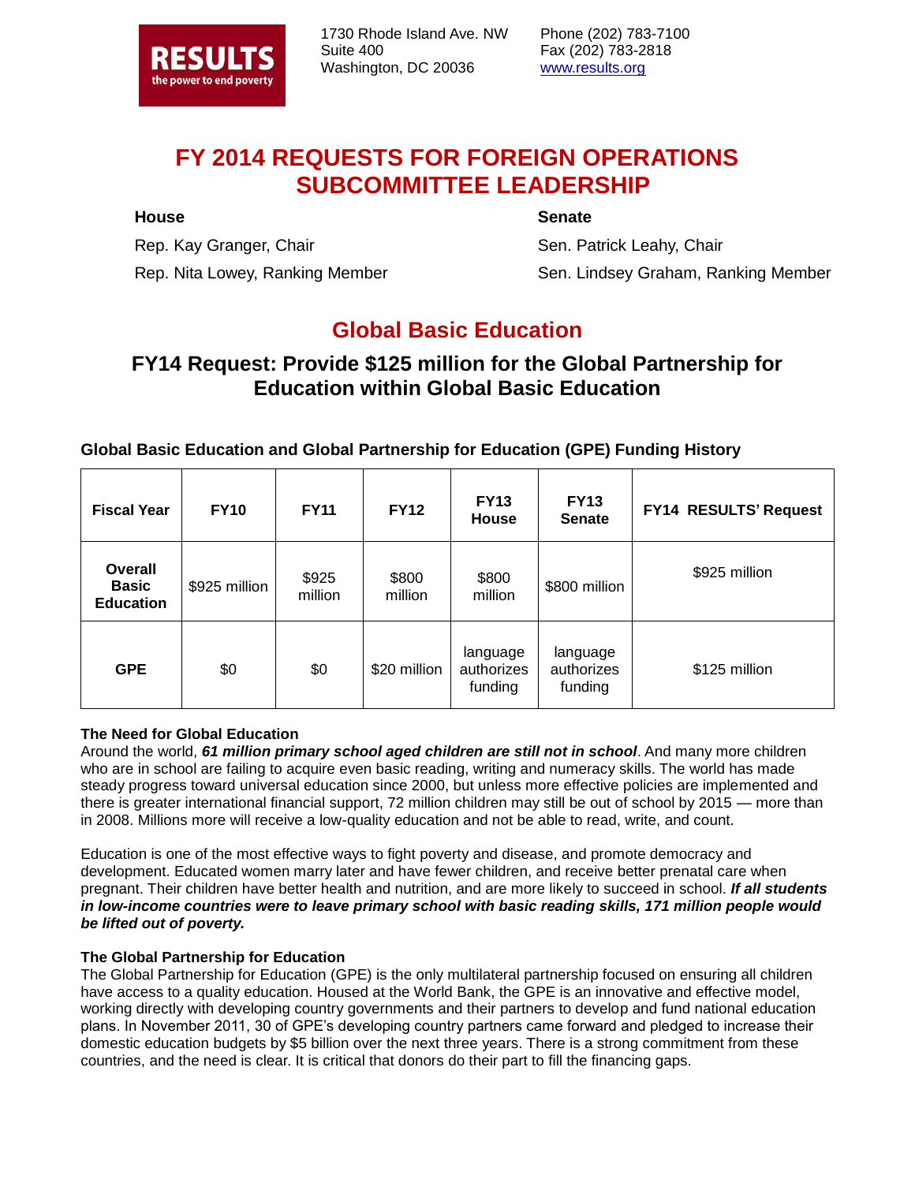RESULTS
the power to end poverty

1730 Rhode Island Ave. NW
Suite 400
Washington, DC 20036

Phone (202) 783-7100
Fax (202) 783-2818
www.results.org

# FY 2014 REQUESTS FOR FOREIGN OPERATIONS SUBCOMMITTEE LEADERSHIP

**House**

Rep. Kay Granger, Chair

Rep. Nita Lowey, Ranking Member

**Senate**

Sen. Patrick Leahy, Chair

Sen. Lindsey Graham, Ranking Member

## Global Basic Education

### FY14 Request: Provide $125 million for the Global Partnership for Education within Global Basic Education

**Global Basic Education and Global Partnership for Education (GPE) Funding History**

| Fiscal Year | FY10 | FY11 | FY12 | FY13 House | FY13 Senate | FY14 RESULTS' Request |
|---|---|---|---|---|---|---|
| **Overall Basic Education** | $925 million | $925 million | $800 million | $800 million | $800 million | $925 million |
| **GPE** | $0 | $0 | $20 million | language authorizes funding | language authorizes funding | $125 million |

**The Need for Global Education**
Around the world, ***61 million primary school aged children are still not in school***. And many more children who are in school are failing to acquire even basic reading, writing and numeracy skills. The world has made steady progress toward universal education since 2000, but unless more effective policies are implemented and there is greater international financial support, 72 million children may still be out of school by 2015 — more than in 2008. Millions more will receive a low-quality education and not be able to read, write, and count.

Education is one of the most effective ways to fight poverty and disease, and promote democracy and development. Educated women marry later and have fewer children, and receive better prenatal care when pregnant. Their children have better health and nutrition, and are more likely to succeed in school. ***If all students in low-income countries were to leave primary school with basic reading skills, 171 million people would be lifted out of poverty.***

**The Global Partnership for Education**
The Global Partnership for Education (GPE) is the only multilateral partnership focused on ensuring all children have access to a quality education. Housed at the World Bank, the GPE is an innovative and effective model, working directly with developing country governments and their partners to develop and fund national education plans. In November 2011, 30 of GPE's developing country partners came forward and pledged to increase their domestic education budgets by $5 billion over the next three years. There is a strong commitment from these countries, and the need is clear. It is critical that donors do their part to fill the financing gaps.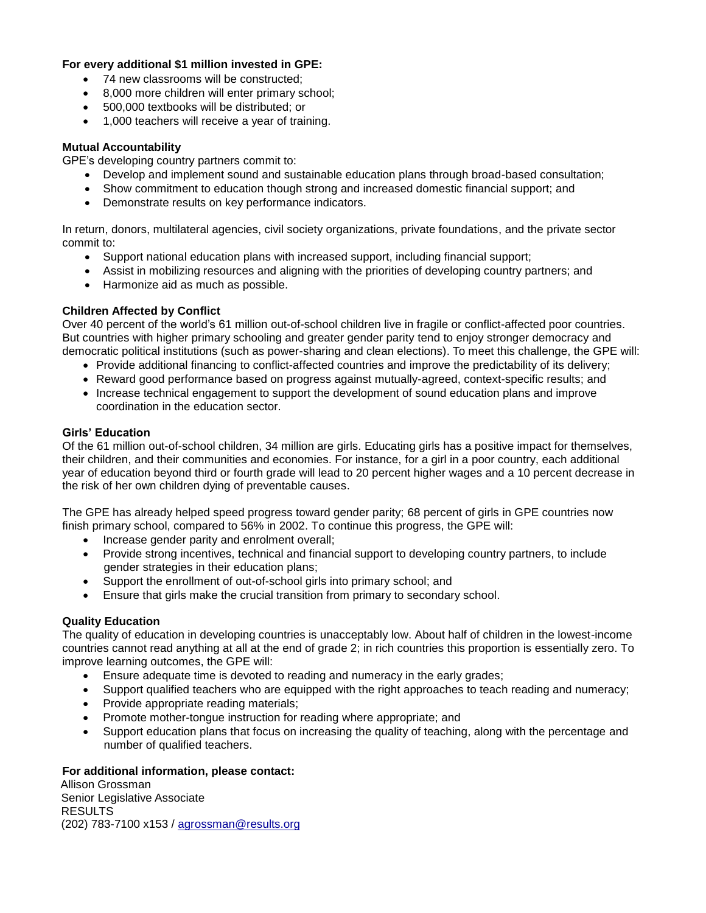**For every additional $1 million invested in GPE:**

- 74 new classrooms will be constructed;
- 8,000 more children will enter primary school;
- 500,000 textbooks will be distributed; or
- 1,000 teachers will receive a year of training.

**Mutual Accountability**

GPE's developing country partners commit to:

- Develop and implement sound and sustainable education plans through broad-based consultation;
- Show commitment to education though strong and increased domestic financial support; and
- Demonstrate results on key performance indicators.

In return, donors, multilateral agencies, civil society organizations, private foundations, and the private sector commit to:

- Support national education plans with increased support, including financial support;
- Assist in mobilizing resources and aligning with the priorities of developing country partners; and
- Harmonize aid as much as possible.

**Children Affected by Conflict**

Over 40 percent of the world's 61 million out-of-school children live in fragile or conflict-affected poor countries. But countries with higher primary schooling and greater gender parity tend to enjoy stronger democracy and democratic political institutions (such as power-sharing and clean elections). To meet this challenge, the GPE will:

- Provide additional financing to conflict-affected countries and improve the predictability of its delivery;
- Reward good performance based on progress against mutually-agreed, context-specific results; and
- Increase technical engagement to support the development of sound education plans and improve coordination in the education sector.

**Girls' Education**

Of the 61 million out-of-school children, 34 million are girls. Educating girls has a positive impact for themselves, their children, and their communities and economies. For instance, for a girl in a poor country, each additional year of education beyond third or fourth grade will lead to 20 percent higher wages and a 10 percent decrease in the risk of her own children dying of preventable causes.

The GPE has already helped speed progress toward gender parity; 68 percent of girls in GPE countries now finish primary school, compared to 56% in 2002. To continue this progress, the GPE will:

- Increase gender parity and enrolment overall;
- Provide strong incentives, technical and financial support to developing country partners, to include gender strategies in their education plans;
- Support the enrollment of out-of-school girls into primary school; and
- Ensure that girls make the crucial transition from primary to secondary school.

**Quality Education**

The quality of education in developing countries is unacceptably low. About half of children in the lowest-income countries cannot read anything at all at the end of grade 2; in rich countries this proportion is essentially zero. To improve learning outcomes, the GPE will:

- Ensure adequate time is devoted to reading and numeracy in the early grades;
- Support qualified teachers who are equipped with the right approaches to teach reading and numeracy;
- Provide appropriate reading materials;
- Promote mother-tongue instruction for reading where appropriate; and
- Support education plans that focus on increasing the quality of teaching, along with the percentage and number of qualified teachers.

**For additional information, please contact:**

Allison Grossman
Senior Legislative Associate
RESULTS
(202) 783-7100 x153 / agrossman@results.org